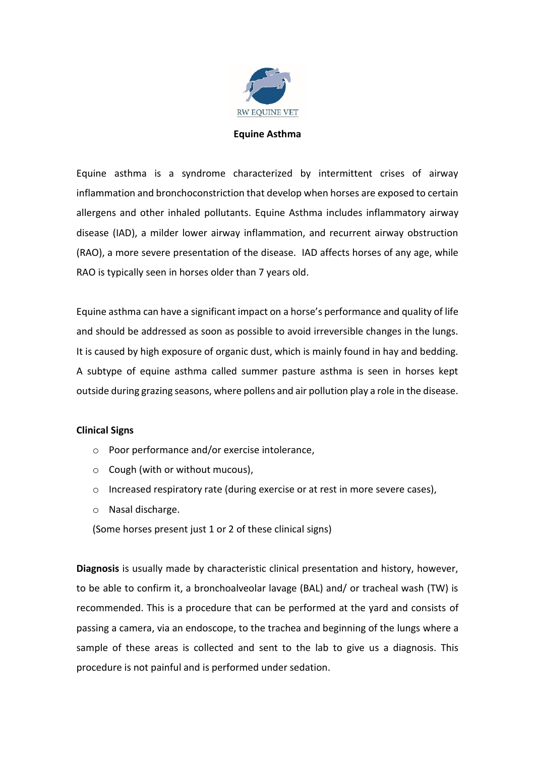RW EQUINE VET

# Equine Asthma

Equine asthma is a syndrome characterized by intermittent crises of airway inflammation and bronchoconstriction that develop when horses are exposed to certain allergens and other inhaled pollutants. Equine Asthma includes inflammatory airway disease (IAD), a milder lower airway inflammation, and recurrent airway obstruction (RAO), a more severe presentation of the disease. IAD affects horses of any age, while RAO is typically seen in horses older than 7 years old.

Equine asthma can have a significant impact on a horse's performance and quality of life and should be addressed as soon as possible to avoid irreversible changes in the lungs. It is caused by high exposure of organic dust, which is mainly found in hay and bedding. A subtype of equine asthma called summer pasture asthma is seen in horses kept outside during grazing seasons, where pollens and air pollution play a role in the disease.

**Clinical Signs**

- Poor performance and/or exercise intolerance,
- Cough (with or without mucous),
- Increased respiratory rate (during exercise or at rest in more severe cases),
- Nasal discharge.

(Some horses present just 1 or 2 of these clinical signs)

**Diagnosis** is usually made by characteristic clinical presentation and history, however, to be able to confirm it, a bronchoalveolar lavage (BAL) and/ or tracheal wash (TW) is recommended. This is a procedure that can be performed at the yard and consists of passing a camera, via an endoscope, to the trachea and beginning of the lungs where a sample of these areas is collected and sent to the lab to give us a diagnosis. This procedure is not painful and is performed under sedation.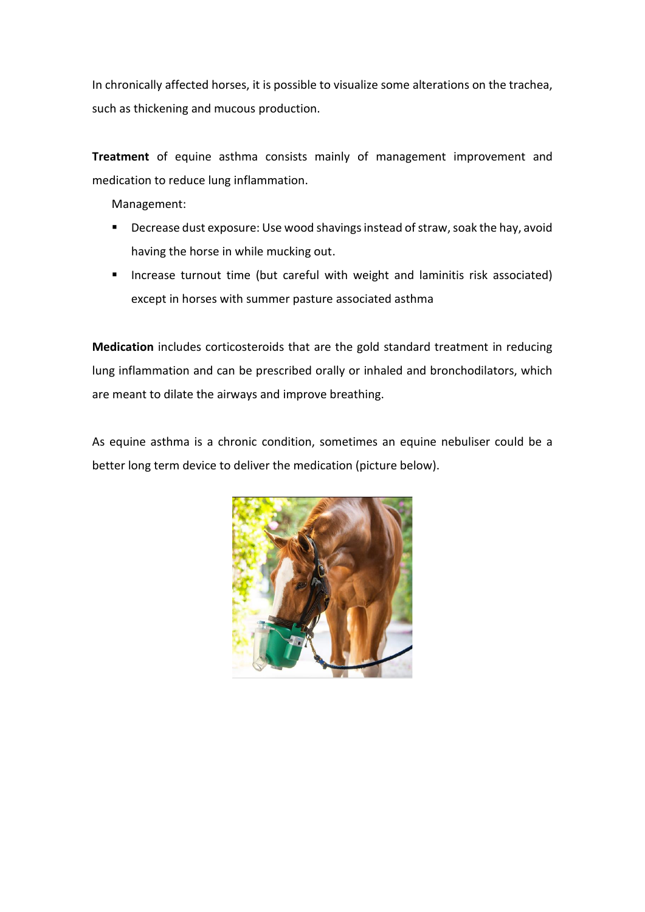In chronically affected horses, it is possible to visualize some alterations on the trachea, such as thickening and mucous production.

**Treatment** of equine asthma consists mainly of management improvement and medication to reduce lung inflammation.

Management:

- Decrease dust exposure: Use wood shavings instead of straw, soak the hay, avoid having the horse in while mucking out.
- Increase turnout time (but careful with weight and laminitis risk associated) except in horses with summer pasture associated asthma

**Medication** includes corticosteroids that are the gold standard treatment in reducing lung inflammation and can be prescribed orally or inhaled and bronchodilators, which are meant to dilate the airways and improve breathing.

As equine asthma is a chronic condition, sometimes an equine nebuliser could be a better long term device to deliver the medication (picture below).